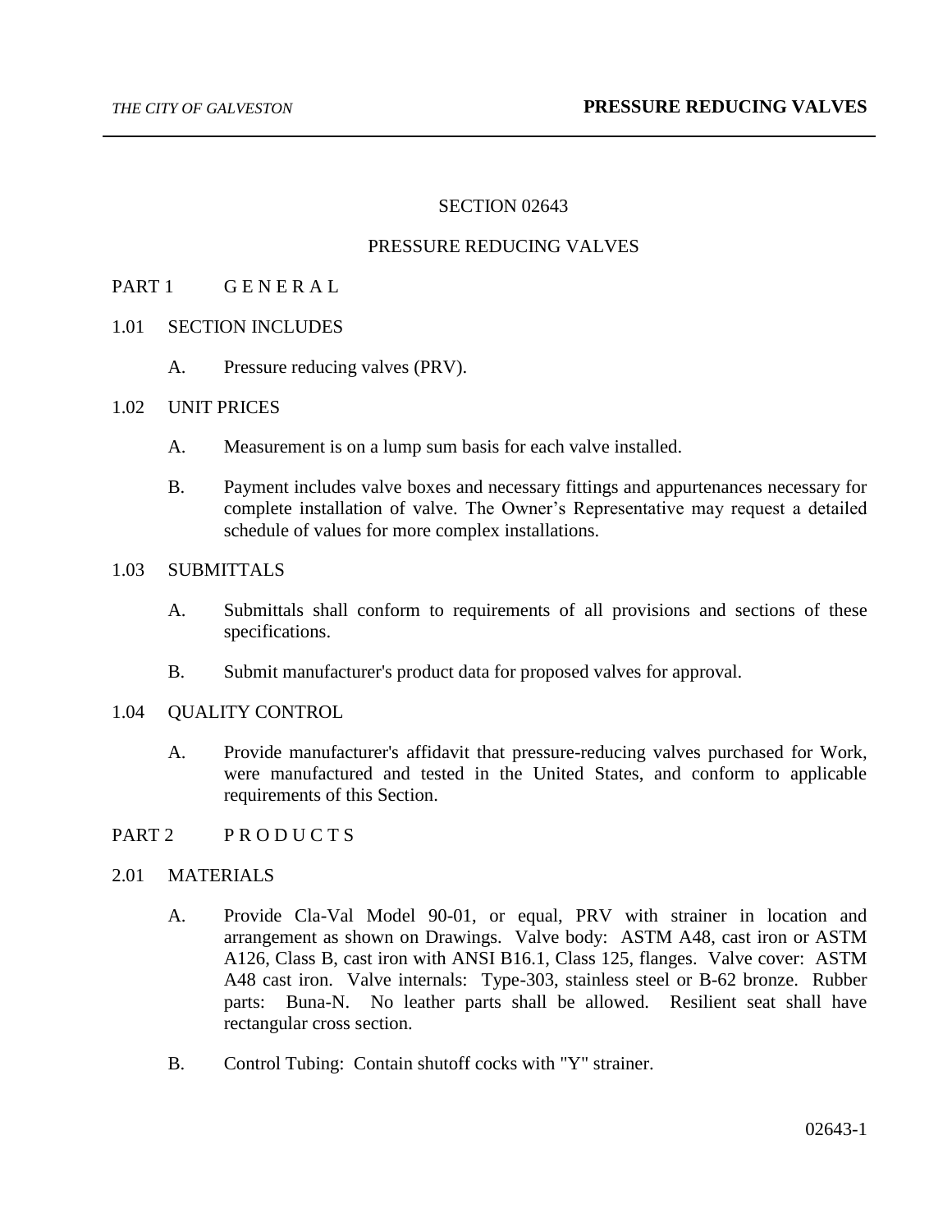# SECTION 02643

# PRESSURE REDUCING VALVES

## PART 1 G E N E R A L

### 1.01 SECTION INCLUDES

A. Pressure reducing valves (PRV).

### 1.02 UNIT PRICES

A. Measurement is on a lump sum basis for each valve installed.

B. Payment includes valve boxes and necessary fittings and appurtenances necessary for complete installation of valve. The Owner's Representative may request a detailed schedule of values for more complex installations.

### 1.03 SUBMITTALS

A. Submittals shall conform to requirements of all provisions and sections of these specifications.

B. Submit manufacturer's product data for proposed valves for approval.

### 1.04 QUALITY CONTROL

A. Provide manufacturer's affidavit that pressure-reducing valves purchased for Work, were manufactured and tested in the United States, and conform to applicable requirements of this Section.

## PART 2 P R O D U C T S

### 2.01 MATERIALS

A. Provide Cla-Val Model 90-01, or equal, PRV with strainer in location and arrangement as shown on Drawings. Valve body: ASTM A48, cast iron or ASTM A126, Class B, cast iron with ANSI B16.1, Class 125, flanges. Valve cover: ASTM A48 cast iron. Valve internals: Type-303, stainless steel or B-62 bronze. Rubber parts: Buna-N. No leather parts shall be allowed. Resilient seat shall have rectangular cross section.

B. Control Tubing: Contain shutoff cocks with "Y" strainer.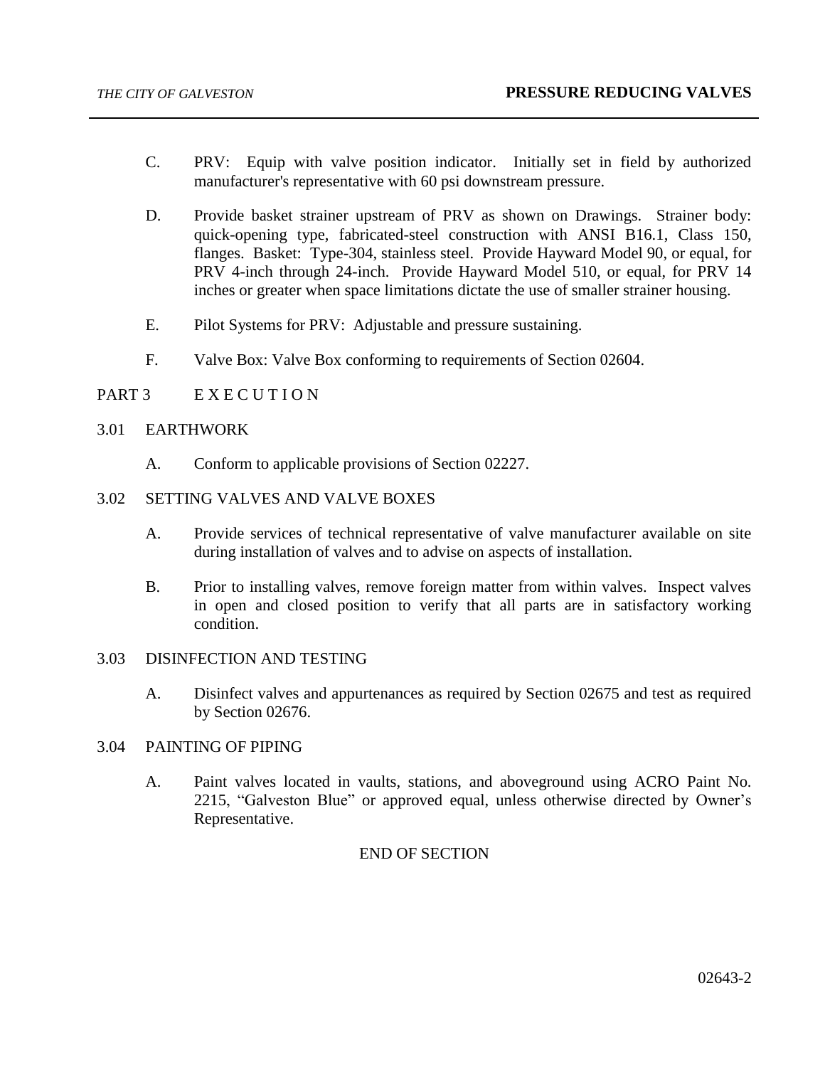C. PRV: Equip with valve position indicator. Initially set in field by authorized manufacturer's representative with 60 psi downstream pressure.

D. Provide basket strainer upstream of PRV as shown on Drawings. Strainer body: quick-opening type, fabricated-steel construction with ANSI B16.1, Class 150, flanges. Basket: Type-304, stainless steel. Provide Hayward Model 90, or equal, for PRV 4-inch through 24-inch. Provide Hayward Model 510, or equal, for PRV 14 inches or greater when space limitations dictate the use of smaller strainer housing.

E. Pilot Systems for PRV: Adjustable and pressure sustaining.

F. Valve Box: Valve Box conforming to requirements of Section 02604.

## PART 3 E X E C U T I O N

### 3.01 EARTHWORK

A. Conform to applicable provisions of Section 02227.

### 3.02 SETTING VALVES AND VALVE BOXES

A. Provide services of technical representative of valve manufacturer available on site during installation of valves and to advise on aspects of installation.

B. Prior to installing valves, remove foreign matter from within valves. Inspect valves in open and closed position to verify that all parts are in satisfactory working condition.

### 3.03 DISINFECTION AND TESTING

A. Disinfect valves and appurtenances as required by Section 02675 and test as required by Section 02676.

### 3.04 PAINTING OF PIPING

A. Paint valves located in vaults, stations, and aboveground using ACRO Paint No. 2215, "Galveston Blue" or approved equal, unless otherwise directed by Owner's Representative.

END OF SECTION